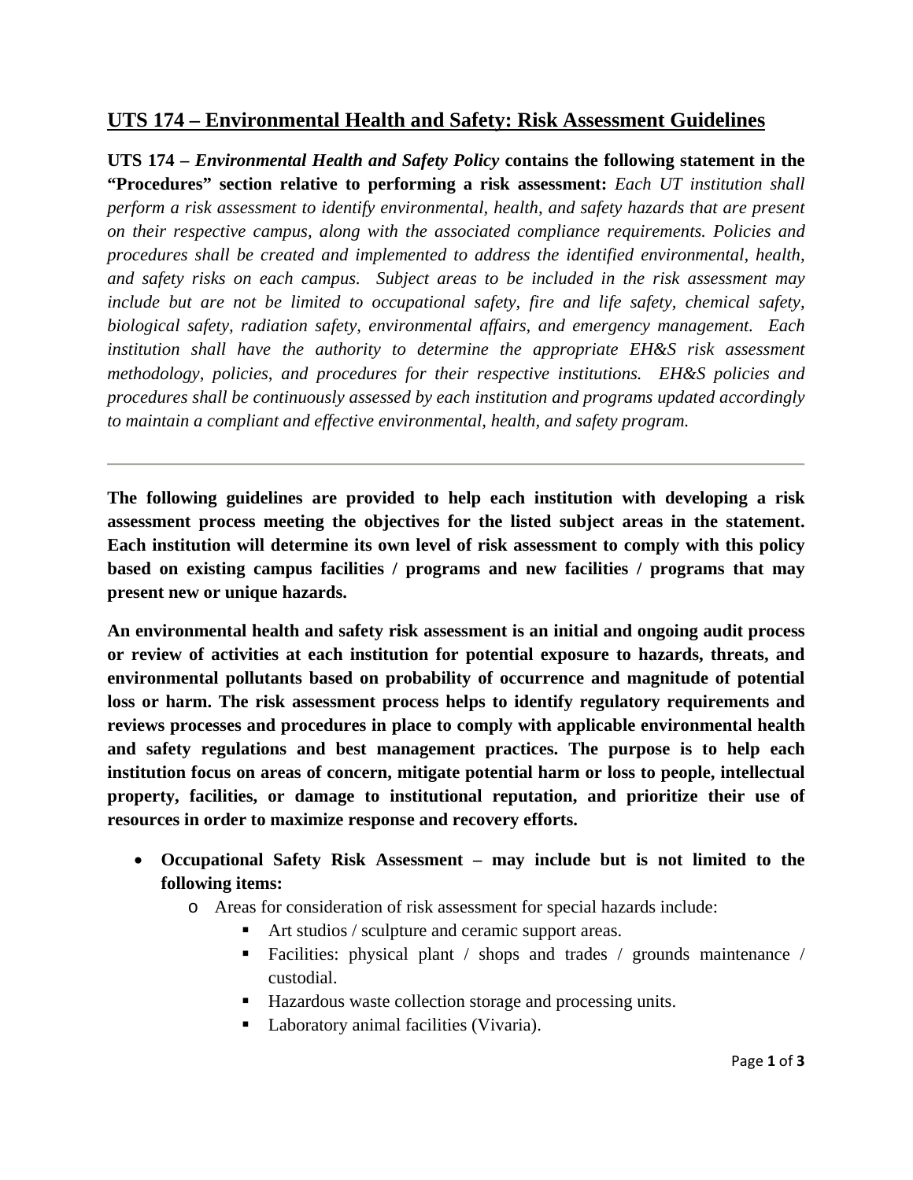# UTS 174 – Environmental Health and Safety: Risk Assessment Guidelines

**UTS 174 – *Environmental Health and Safety Policy* contains the following statement in the "Procedures" section relative to performing a risk assessment:** *Each UT institution shall perform a risk assessment to identify environmental, health, and safety hazards that are present on their respective campus, along with the associated compliance requirements. Policies and procedures shall be created and implemented to address the identified environmental, health, and safety risks on each campus. Subject areas to be included in the risk assessment may include but are not be limited to occupational safety, fire and life safety, chemical safety, biological safety, radiation safety, environmental affairs, and emergency management. Each institution shall have the authority to determine the appropriate EH&S risk assessment methodology, policies, and procedures for their respective institutions. EH&S policies and procedures shall be continuously assessed by each institution and programs updated accordingly to maintain a compliant and effective environmental, health, and safety program.*

---

**The following guidelines are provided to help each institution with developing a risk assessment process meeting the objectives for the listed subject areas in the statement. Each institution will determine its own level of risk assessment to comply with this policy based on existing campus facilities / programs and new facilities / programs that may present new or unique hazards.**

**An environmental health and safety risk assessment is an initial and ongoing audit process or review of activities at each institution for potential exposure to hazards, threats, and environmental pollutants based on probability of occurrence and magnitude of potential loss or harm. The risk assessment process helps to identify regulatory requirements and reviews processes and procedures in place to comply with applicable environmental health and safety regulations and best management practices. The purpose is to help each institution focus on areas of concern, mitigate potential harm or loss to people, intellectual property, facilities, or damage to institutional reputation, and prioritize their use of resources in order to maximize response and recovery efforts.**

- **Occupational Safety Risk Assessment – may include but is not limited to the following items:**
  - Areas for consideration of risk assessment for special hazards include:
    - Art studios / sculpture and ceramic support areas.
    - Facilities: physical plant / shops and trades / grounds maintenance / custodial.
    - Hazardous waste collection storage and processing units.
    - Laboratory animal facilities (Vivaria).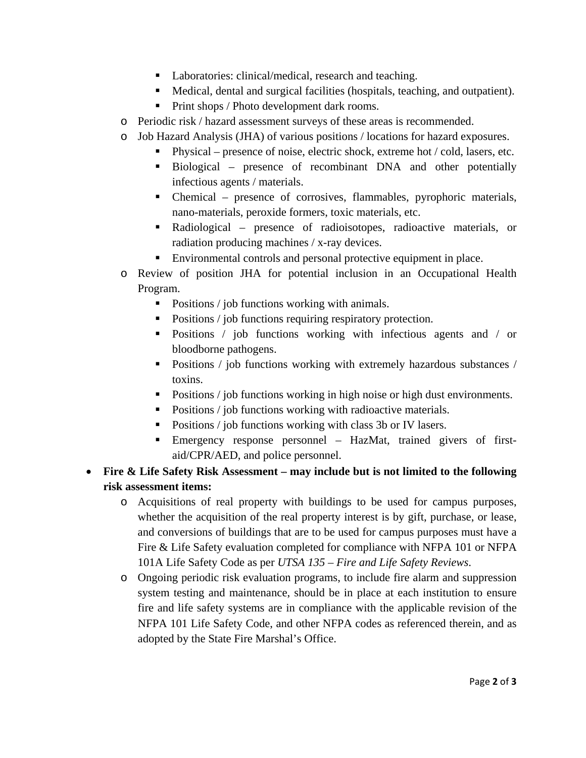- Laboratories: clinical/medical, research and teaching.
        - Medical, dental and surgical facilities (hospitals, teaching, and outpatient).
        - Print shops / Photo development dark rooms.
    - Periodic risk / hazard assessment surveys of these areas is recommended.
    - Job Hazard Analysis (JHA) of various positions / locations for hazard exposures.
        - Physical – presence of noise, electric shock, extreme hot / cold, lasers, etc.
        - Biological – presence of recombinant DNA and other potentially infectious agents / materials.
        - Chemical – presence of corrosives, flammables, pyrophoric materials, nano-materials, peroxide formers, toxic materials, etc.
        - Radiological – presence of radioisotopes, radioactive materials, or radiation producing machines / x-ray devices.
        - Environmental controls and personal protective equipment in place.
    - Review of position JHA for potential inclusion in an Occupational Health Program.
        - Positions / job functions working with animals.
        - Positions / job functions requiring respiratory protection.
        - Positions / job functions working with infectious agents and / or bloodborne pathogens.
        - Positions / job functions working with extremely hazardous substances / toxins.
        - Positions / job functions working in high noise or high dust environments.
        - Positions / job functions working with radioactive materials.
        - Positions / job functions working with class 3b or IV lasers.
        - Emergency response personnel – HazMat, trained givers of first-aid/CPR/AED, and police personnel.
- **Fire & Life Safety Risk Assessment – may include but is not limited to the following risk assessment items:**
    - Acquisitions of real property with buildings to be used for campus purposes, whether the acquisition of the real property interest is by gift, purchase, or lease, and conversions of buildings that are to be used for campus purposes must have a Fire & Life Safety evaluation completed for compliance with NFPA 101 or NFPA 101A Life Safety Code as per *UTSA 135 – Fire and Life Safety Reviews*.
    - Ongoing periodic risk evaluation programs, to include fire alarm and suppression system testing and maintenance, should be in place at each institution to ensure fire and life safety systems are in compliance with the applicable revision of the NFPA 101 Life Safety Code, and other NFPA codes as referenced therein, and as adopted by the State Fire Marshal's Office.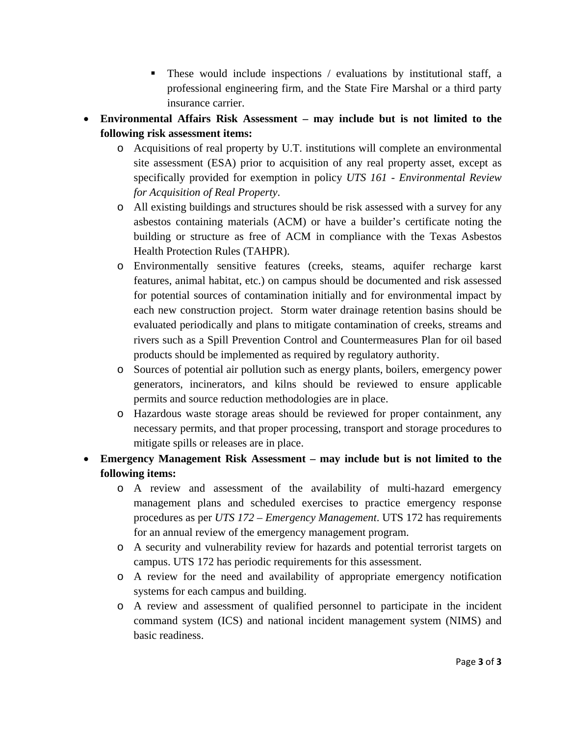- These would include inspections / evaluations by institutional staff, a professional engineering firm, and the State Fire Marshal or a third party insurance carrier.

- **Environmental Affairs Risk Assessment – may include but is not limited to the following risk assessment items:**
    - Acquisitions of real property by U.T. institutions will complete an environmental site assessment (ESA) prior to acquisition of any real property asset, except as specifically provided for exemption in policy *UTS 161 - Environmental Review for Acquisition of Real Property*.
    - All existing buildings and structures should be risk assessed with a survey for any asbestos containing materials (ACM) or have a builder's certificate noting the building or structure as free of ACM in compliance with the Texas Asbestos Health Protection Rules (TAHPR).
    - Environmentally sensitive features (creeks, steams, aquifer recharge karst features, animal habitat, etc.) on campus should be documented and risk assessed for potential sources of contamination initially and for environmental impact by each new construction project. Storm water drainage retention basins should be evaluated periodically and plans to mitigate contamination of creeks, streams and rivers such as a Spill Prevention Control and Countermeasures Plan for oil based products should be implemented as required by regulatory authority.
    - Sources of potential air pollution such as energy plants, boilers, emergency power generators, incinerators, and kilns should be reviewed to ensure applicable permits and source reduction methodologies are in place.
    - Hazardous waste storage areas should be reviewed for proper containment, any necessary permits, and that proper processing, transport and storage procedures to mitigate spills or releases are in place.
- **Emergency Management Risk Assessment – may include but is not limited to the following items:**
    - A review and assessment of the availability of multi-hazard emergency management plans and scheduled exercises to practice emergency response procedures as per *UTS 172 – Emergency Management*. UTS 172 has requirements for an annual review of the emergency management program.
    - A security and vulnerability review for hazards and potential terrorist targets on campus. UTS 172 has periodic requirements for this assessment.
    - A review for the need and availability of appropriate emergency notification systems for each campus and building.
    - A review and assessment of qualified personnel to participate in the incident command system (ICS) and national incident management system (NIMS) and basic readiness.